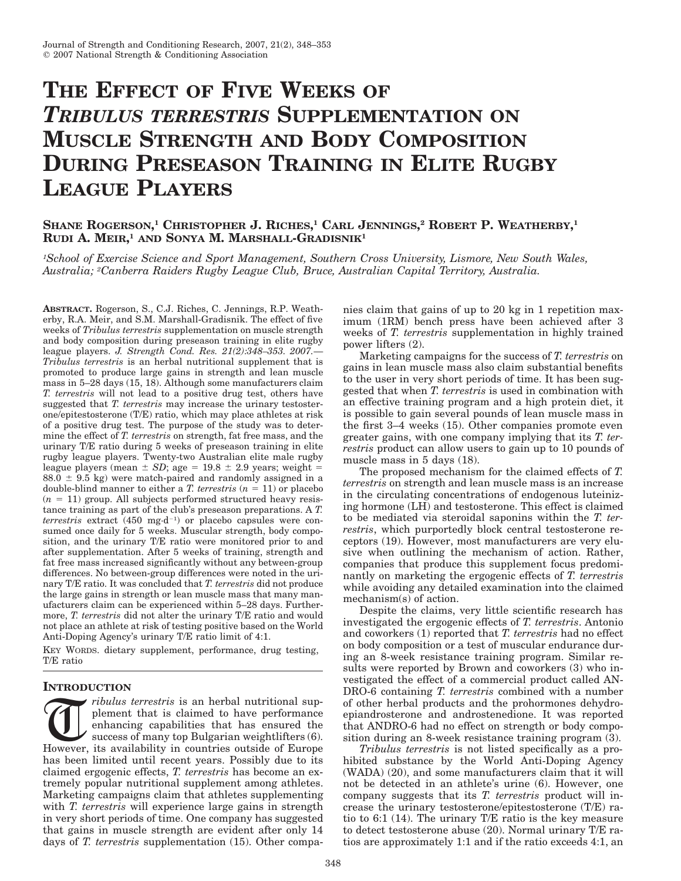# The Effect of Five Weeks of *Tribulus terrestris* Supplementation on Muscle Strength and Body Composition During Preseason Training in Elite Rugby League Players

**Shane Rogerson,[1] Christopher J. Riches,[1] Carl Jennings,[2] Robert P. Weatherby,[1] Rudi A. Meir,[1] and Sonya M. Marshall-Gradisnik[1]**

[1]*School of Exercise Science and Sport Management, Southern Cross University, Lismore, New South Wales, Australia;* [2]*Canberra Raiders Rugby League Club, Bruce, Australian Capital Territory, Australia.*

**Abstract.** Rogerson, S., C.J. Riches, C. Jennings, R.P. Weatherby, R.A. Meir, and S.M. Marshall-Gradisnik. The effect of five weeks of *Tribulus terrestris* supplementation on muscle strength and body composition during preseason training in elite rugby league players. *J. Strength Cond. Res. 21(2):348–353. 2007.*—*Tribulus terrestris* is an herbal nutritional supplement that is promoted to produce large gains in strength and lean muscle mass in 5–28 days (15, 18). Although some manufacturers claim *T. terrestris* will not lead to a positive drug test, others have suggested that *T. terrestris* may increase the urinary testosterone/epitestosterone (T/E) ratio, which may place athletes at risk of a positive drug test. The purpose of the study was to determine the effect of *T. terrestris* on strength, fat free mass, and the urinary T/E ratio during 5 weeks of preseason training in elite rugby league players. Twenty-two Australian elite male rugby league players (mean $\pm$ *SD*; age = 19.8 $\pm$ 2.9 years; weight = 88.0 $\pm$ 9.5 kg) were match-paired and randomly assigned in a double-blind manner to either a *T. terrestris* ($n$ = 11) or placebo ($n$ = 11) group. All subjects performed structured heavy resistance training as part of the club's preseason preparations. A *T. terrestris* extract (450 $mg \cdot d^{-1}$) or placebo capsules were consumed once daily for 5 weeks. Muscular strength, body composition, and the urinary T/E ratio were monitored prior to and after supplementation. After 5 weeks of training, strength and fat free mass increased significantly without any between-group differences. No between-group differences were noted in the urinary T/E ratio. It was concluded that *T. terrestris* did not produce the large gains in strength or lean muscle mass that many manufacturers claim can be experienced within 5–28 days. Furthermore, *T. terrestris* did not alter the urinary T/E ratio and would not place an athlete at risk of testing positive based on the World Anti-Doping Agency's urinary T/E ratio limit of 4:1.

Key Words. dietary supplement, performance, drug testing, T/E ratio

## Introduction

*Tribulus terrestris* is an herbal nutritional supplement that is claimed to have performance enhancing capabilities that has ensured the success of many top Bulgarian weightlifters (6). However, its availability in countries outside of Europe has been limited until recent years. Possibly due to its claimed ergogenic effects, *T. terrestris* has become an extremely popular nutritional supplement among athletes. Marketing campaigns claim that athletes supplementing with *T. terrestris* will experience large gains in strength in very short periods of time. One company has suggested that gains in muscle strength are evident after only 14 days of *T. terrestris* supplementation (15). Other companies claim that gains of up to 20 kg in 1 repetition maximum (1RM) bench press have been achieved after 3 weeks of *T. terrestris* supplementation in highly trained power lifters (2).

Marketing campaigns for the success of *T. terrestris* on gains in lean muscle mass also claim substantial benefits to the user in very short periods of time. It has been suggested that when *T. terrestris* is used in combination with an effective training program and a high protein diet, it is possible to gain several pounds of lean muscle mass in the first 3–4 weeks (15). Other companies promote even greater gains, with one company implying that its *T. terrestris* product can allow users to gain up to 10 pounds of muscle mass in 5 days (18).

The proposed mechanism for the claimed effects of *T. terrestris* on strength and lean muscle mass is an increase in the circulating concentrations of endogenous luteinizing hormone (LH) and testosterone. This effect is claimed to be mediated via steroidal saponins within the *T. terrestris*, which purportedly block central testosterone receptors (19). However, most manufacturers are very elusive when outlining the mechanism of action. Rather, companies that produce this supplement focus predominantly on marketing the ergogenic effects of *T. terrestris* while avoiding any detailed examination into the claimed mechanism(s) of action.

Despite the claims, very little scientific research has investigated the ergogenic effects of *T. terrestris*. Antonio and coworkers (1) reported that *T. terrestris* had no effect on body composition or a test of muscular endurance during an 8-week resistance training program. Similar results were reported by Brown and coworkers (3) who investigated the effect of a commercial product called ANDRO-6 containing *T. terrestris* combined with a number of other herbal products and the prohormones dehydroepiandrosterone and androstenedione. It was reported that ANDRO-6 had no effect on strength or body composition during an 8-week resistance training program (3).

*Tribulus terrestris* is not listed specifically as a prohibited substance by the World Anti-Doping Agency (WADA) (20), and some manufacturers claim that it will not be detected in an athlete's urine (6). However, one company suggests that its *T. terrestris* product will increase the urinary testosterone/epitestosterone (T/E) ratio to 6:1 (14). The urinary T/E ratio is the key measure to detect testosterone abuse (20). Normal urinary T/E ratios are approximately 1:1 and if the ratio exceeds 4:1, an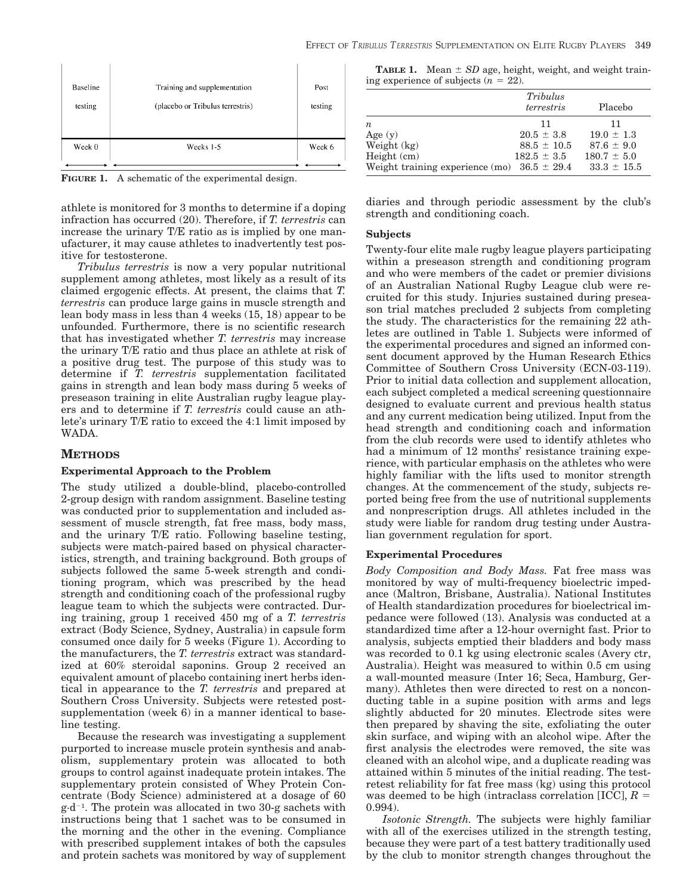| Baseline testing | Training and supplementation (placebo or Tribulus terrestris) | Post testing |
|---|---|---|
| Week 0 | Weeks 1-5 | Week 6 |

**FIGURE 1.** A schematic of the experimental design.

athlete is monitored for 3 months to determine if a doping infraction has occurred (20). Therefore, if *T. terrestris* can increase the urinary T/E ratio as is implied by one manufacturer, it may cause athletes to inadvertently test positive for testosterone.

*Tribulus terrestris* is now a very popular nutritional supplement among athletes, most likely as a result of its claimed ergogenic effects. At present, the claims that *T. terrestris* can produce large gains in muscle strength and lean body mass in less than 4 weeks (15, 18) appear to be unfounded. Furthermore, there is no scientific research that has investigated whether *T. terrestris* may increase the urinary T/E ratio and thus place an athlete at risk of a positive drug test. The purpose of this study was to determine if *T. terrestris* supplementation facilitated gains in strength and lean body mass during 5 weeks of preseason training in elite Australian rugby league players and to determine if *T. terrestris* could cause an athlete's urinary T/E ratio to exceed the 4:1 limit imposed by WADA.

## METHODS

### Experimental Approach to the Problem

The study utilized a double-blind, placebo-controlled 2-group design with random assignment. Baseline testing was conducted prior to supplementation and included assessment of muscle strength, fat free mass, body mass, and the urinary T/E ratio. Following baseline testing, subjects were match-paired based on physical characteristics, strength, and training background. Both groups of subjects followed the same 5-week strength and conditioning program, which was prescribed by the head strength and conditioning coach of the professional rugby league team to which the subjects were contracted. During training, group 1 received 450 mg of a *T. terrestris* extract (Body Science, Sydney, Australia) in capsule form consumed once daily for 5 weeks (Figure 1). According to the manufacturers, the *T. terrestris* extract was standardized at 60% steroidal saponins. Group 2 received an equivalent amount of placebo containing inert herbs identical in appearance to the *T. terrestris* and prepared at Southern Cross University. Subjects were retested post-supplementation (week 6) in a manner identical to baseline testing.

Because the research was investigating a supplement purported to increase muscle protein synthesis and anabolism, supplementary protein was allocated to both groups to control against inadequate protein intakes. The supplementary protein consisted of Whey Protein Concentrate (Body Science) administered at a dosage of 60 $g \cdot d^{-1}$. The protein was allocated in two 30-g sachets with instructions being that 1 sachet was to be consumed in the morning and the other in the evening. Compliance with prescribed supplement intakes of both the capsules and protein sachets was monitored by way of supplement diaries and through periodic assessment by the club's strength and conditioning coach.

**TABLE 1.** Mean ± *SD* age, height, weight, and weight training experience of subjects ($n = 22$).

| | *Tribulus terrestris* | Placebo |
|---|---|---|
| *n* | 11 | 11 |
| Age (y) | 20.5 ± 3.8 | 19.0 ± 1.3 |
| Weight (kg) | 88.5 ± 10.5 | 87.6 ± 9.0 |
| Height (cm) | 182.5 ± 3.5 | 180.7 ± 5.0 |
| Weight training experience (mo) | 36.5 ± 29.4 | 33.3 ± 15.5 |

### Subjects

Twenty-four elite male rugby league players participating within a preseason strength and conditioning program and who were members of the cadet or premier divisions of an Australian National Rugby League club were recruited for this study. Injuries sustained during preseason trial matches precluded 2 subjects from completing the study. The characteristics for the remaining 22 athletes are outlined in Table 1. Subjects were informed of the experimental procedures and signed an informed consent document approved by the Human Research Ethics Committee of Southern Cross University (ECN-03-119). Prior to initial data collection and supplement allocation, each subject completed a medical screening questionnaire designed to evaluate current and previous health status and any current medication being utilized. Input from the head strength and conditioning coach and information from the club records were used to identify athletes who had a minimum of 12 months' resistance training experience, with particular emphasis on the athletes who were highly familiar with the lifts used to monitor strength changes. At the commencement of the study, subjects reported being free from the use of nutritional supplements and nonprescription drugs. All athletes included in the study were liable for random drug testing under Australian government regulation for sport.

### Experimental Procedures

*Body Composition and Body Mass.* Fat free mass was monitored by way of multi-frequency bioelectric impedance (Maltron, Brisbane, Australia). National Institutes of Health standardization procedures for bioelectrical impedance were followed (13). Analysis was conducted at a standardized time after a 12-hour overnight fast. Prior to analysis, subjects emptied their bladders and body mass was recorded to 0.1 kg using electronic scales (Avery ctr, Australia). Height was measured to within 0.5 cm using a wall-mounted measure (Inter 16; Seca, Hamburg, Germany). Athletes then were directed to rest on a nonconducting table in a supine position with arms and legs slightly abducted for 20 minutes. Electrode sites were then prepared by shaving the site, exfoliating the outer skin surface, and wiping with an alcohol wipe. After the first analysis the electrodes were removed, the site was cleaned with an alcohol wipe, and a duplicate reading was attained within 5 minutes of the initial reading. The test-retest reliability for fat free mass (kg) using this protocol was deemed to be high (intraclass correlation [ICC], $R = 0.994$).

*Isotonic Strength.* The subjects were highly familiar with all of the exercises utilized in the strength testing, because they were part of a test battery traditionally used by the club to monitor strength changes throughout the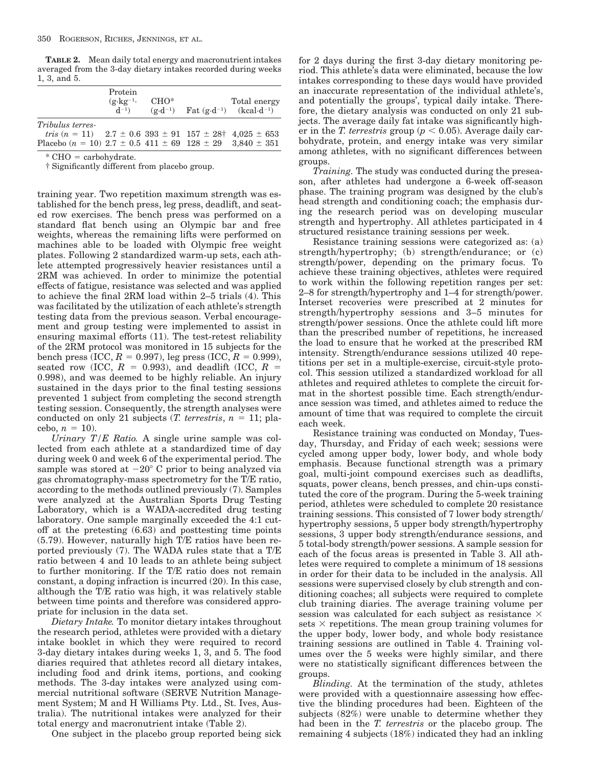**TABLE 2.** Mean daily total energy and macronutrient intakes averaged from the 3-day dietary intakes recorded during weeks 1, 3, and 5.

| | Protein ($g \cdot kg^{-1} \cdot d^{-1}$) | CHO* ($g \cdot d^{-1}$) | Fat ($g \cdot d^{-1}$) | Total energy ($kcal \cdot d^{-1}$) |
|---|---|---|---|---|
| *Tribulus terrestris* ($n = 11$) | 2.7 ± 0.6 | 393 ± 91 | 157 ± 28† | 4,025 ± 653 |
| Placebo ($n = 10$) | 2.7 ± 0.5 | 411 ± 69 | 128 ± 29 | 3,840 ± 351 |

\* CHO = carbohydrate.

† Significantly different from placebo group.

training year. Two repetition maximum strength was established for the bench press, leg press, deadlift, and seated row exercises. The bench press was performed on a standard flat bench using an Olympic bar and free weights, whereas the remaining lifts were performed on machines able to be loaded with Olympic free weight plates. Following 2 standardized warm-up sets, each athlete attempted progressively heavier resistances until a 2RM was achieved. In order to minimize the potential effects of fatigue, resistance was selected and was applied to achieve the final 2RM load within 2–5 trials (4). This was facilitated by the utilization of each athlete's strength testing data from the previous season. Verbal encouragement and group testing were implemented to assist in ensuring maximal efforts (11). The test-retest reliability of the 2RM protocol was monitored in 15 subjects for the bench press (ICC, $R = 0.997$), leg press (ICC, $R = 0.999$), seated row (ICC, $R = 0.993$), and deadlift (ICC, $R = 0.998$), and was deemed to be highly reliable. An injury sustained in the days prior to the final testing sessions prevented 1 subject from completing the second strength testing session. Consequently, the strength analyses were conducted on only 21 subjects (*T. terrestris*, $n = 11$; placebo, $n = 10$).

*Urinary T/E Ratio.* A single urine sample was collected from each athlete at a standardized time of day during week 0 and week 6 of the experimental period. The sample was stored at −20° C prior to being analyzed via gas chromatography-mass spectrometry for the T/E ratio, according to the methods outlined previously (7). Samples were analyzed at the Australian Sports Drug Testing Laboratory, which is a WADA-accredited drug testing laboratory. One sample marginally exceeded the 4:1 cutoff at the pretesting (6.63) and posttesting time points (5.79). However, naturally high T/E ratios have been reported previously (7). The WADA rules state that a T/E ratio between 4 and 10 leads to an athlete being subject to further monitoring. If the T/E ratio does not remain constant, a doping infraction is incurred (20). In this case, although the T/E ratio was high, it was relatively stable between time points and therefore was considered appropriate for inclusion in the data set.

*Dietary Intake.* To monitor dietary intakes throughout the research period, athletes were provided with a dietary intake booklet in which they were required to record 3-day dietary intakes during weeks 1, 3, and 5. The food diaries required that athletes record all dietary intakes, including food and drink items, portions, and cooking methods. The 3-day intakes were analyzed using commercial nutritional software (SERVE Nutrition Management System; M and H Williams Pty. Ltd., St. Ives, Australia). The nutritional intakes were analyzed for their total energy and macronutrient intake (Table 2).

One subject in the placebo group reported being sick for 2 days during the first 3-day dietary monitoring period. This athlete's data were eliminated, because the low intakes corresponding to these days would have provided an inaccurate representation of the individual athlete's, and potentially the groups', typical daily intake. Therefore, the dietary analysis was conducted on only 21 subjects. The average daily fat intake was significantly higher in the *T. terrestris* group ($p < 0.05$). Average daily carbohydrate, protein, and energy intake was very similar among athletes, with no significant differences between groups.

*Training.* The study was conducted during the preseason, after athletes had undergone a 6-week off-season phase. The training program was designed by the club's head strength and conditioning coach; the emphasis during the research period was on developing muscular strength and hypertrophy. All athletes participated in 4 structured resistance training sessions per week.

Resistance training sessions were categorized as: (a) strength/hypertrophy; (b) strength/endurance; or (c) strength/power, depending on the primary focus. To achieve these training objectives, athletes were required to work within the following repetition ranges per set: 2–8 for strength/hypertrophy and 1–4 for strength/power. Interset recoveries were prescribed at 2 minutes for strength/hypertrophy sessions and 3–5 minutes for strength/power sessions. Once the athlete could lift more than the prescribed number of repetitions, he increased the load to ensure that he worked at the prescribed RM intensity. Strength/endurance sessions utilized 40 repetitions per set in a multiple-exercise, circuit-style protocol. This session utilized a standardized workload for all athletes and required athletes to complete the circuit format in the shortest possible time. Each strength/endurance session was timed, and athletes aimed to reduce the amount of time that was required to complete the circuit each week.

Resistance training was conducted on Monday, Tuesday, Thursday, and Friday of each week; sessions were cycled among upper body, lower body, and whole body emphasis. Because functional strength was a primary goal, multi-joint compound exercises such as deadlifts, squats, power cleans, bench presses, and chin-ups constituted the core of the program. During the 5-week training period, athletes were scheduled to complete 20 resistance training sessions. This consisted of 7 lower body strength/hypertrophy sessions, 5 upper body strength/hypertrophy sessions, 3 upper body strength/endurance sessions, and 5 total-body strength/power sessions. A sample session for each of the focus areas is presented in Table 3. All athletes were required to complete a minimum of 18 sessions in order for their data to be included in the analysis. All sessions were supervised closely by club strength and conditioning coaches; all subjects were required to complete club training diaries. The average training volume per session was calculated for each subject as resistance × sets × repetitions. The mean group training volumes for the upper body, lower body, and whole body resistance training sessions are outlined in Table 4. Training volumes over the 5 weeks were highly similar, and there were no statistically significant differences between the groups.

*Blinding.* At the termination of the study, athletes were provided with a questionnaire assessing how effective the blinding procedures had been. Eighteen of the subjects (82%) were unable to determine whether they had been in the *T. terrestris* or the placebo group. The remaining 4 subjects (18%) indicated they had an inkling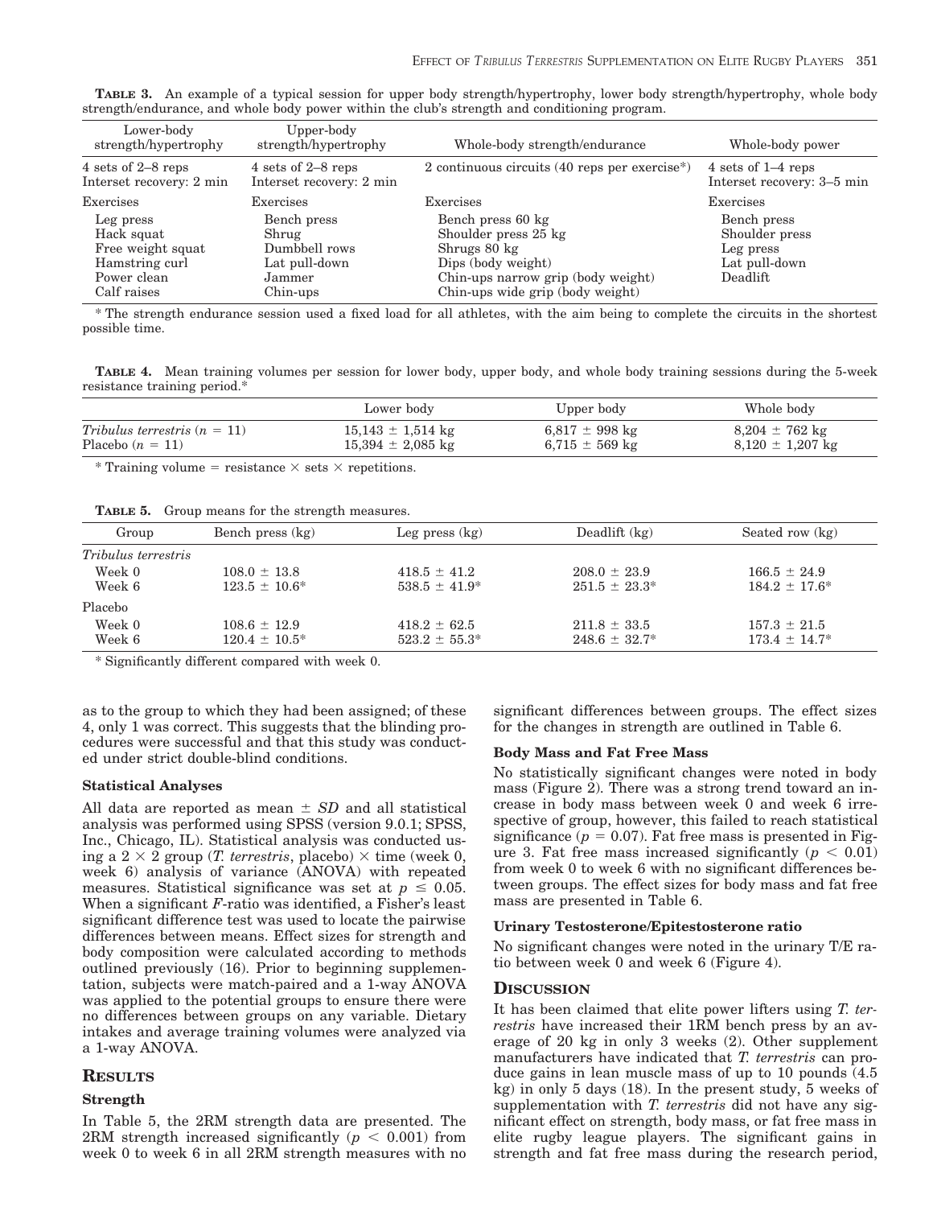**TABLE 3.** An example of a typical session for upper body strength/hypertrophy, lower body strength/hypertrophy, whole body strength/endurance, and whole body power within the club's strength and conditioning program.

| Lower-body strength/hypertrophy | Upper-body strength/hypertrophy | Whole-body strength/endurance | Whole-body power |
|---|---|---|---|
| 4 sets of 2–8 reps<br>Interset recovery: 2 min | 4 sets of 2–8 reps<br>Interset recovery: 2 min | 2 continuous circuits (40 reps per exercise*) | 4 sets of 1–4 reps<br>Interset recovery: 3–5 min |
| Exercises | Exercises | Exercises | Exercises |
| Leg press | Bench press | Bench press 60 kg | Bench press |
| Hack squat | Shrug | Shoulder press 25 kg | Shoulder press |
| Free weight squat | Dumbbell rows | Shrugs 80 kg | Leg press |
| Hamstring curl | Lat pull-down | Dips (body weight) | Lat pull-down |
| Power clean | Jammer | Chin-ups narrow grip (body weight) | Deadlift |
| Calf raises | Chin-ups | Chin-ups wide grip (body weight) | |

* The strength endurance session used a fixed load for all athletes, with the aim being to complete the circuits in the shortest possible time.

**TABLE 4.** Mean training volumes per session for lower body, upper body, and whole body training sessions during the 5-week resistance training period.*

| | Lower body | Upper body | Whole body |
|---|---|---|---|
| *Tribulus terrestris* ($n = 11$) | 15,143 ± 1,514 kg | 6,817 ± 998 kg | 8,204 ± 762 kg |
| Placebo ($n = 11$) | 15,394 ± 2,085 kg | 6,715 ± 569 kg | 8,120 ± 1,207 kg |

* Training volume = resistance × sets × repetitions.

**TABLE 5.** Group means for the strength measures.

| Group | Bench press (kg) | Leg press (kg) | Deadlift (kg) | Seated row (kg) |
|---|---|---|---|---|
| *Tribulus terrestris* | | | | |
| Week 0 | 108.0 ± 13.8 | 418.5 ± 41.2 | 208.0 ± 23.9 | 166.5 ± 24.9 |
| Week 6 | 123.5 ± 10.6* | 538.5 ± 41.9* | 251.5 ± 23.3* | 184.2 ± 17.6* |
| Placebo | | | | |
| Week 0 | 108.6 ± 12.9 | 418.2 ± 62.5 | 211.8 ± 33.5 | 157.3 ± 21.5 |
| Week 6 | 120.4 ± 10.5* | 523.2 ± 55.3* | 248.6 ± 32.7* | 173.4 ± 14.7* |

* Significantly different compared with week 0.

as to the group to which they had been assigned; of these 4, only 1 was correct. This suggests that the blinding procedures were successful and that this study was conducted under strict double-blind conditions.

### Statistical Analyses

All data are reported as mean ± *SD* and all statistical analysis was performed using SPSS (version 9.0.1; SPSS, Inc., Chicago, IL). Statistical analysis was conducted using a 2 × 2 group (*T. terrestris*, placebo) × time (week 0, week 6) analysis of variance (ANOVA) with repeated measures. Statistical significance was set at $p \leq 0.05$. When a significant *F*-ratio was identified, a Fisher's least significant difference test was used to locate the pairwise differences between means. Effect sizes for strength and body composition were calculated according to methods outlined previously (16). Prior to beginning supplementation, subjects were match-paired and a 1-way ANOVA was applied to the potential groups to ensure there were no differences between groups on any variable. Dietary intakes and average training volumes were analyzed via a 1-way ANOVA.

## Results

### Strength

In Table 5, the 2RM strength data are presented. The 2RM strength increased significantly ($p < 0.001$) from week 0 to week 6 in all 2RM strength measures with no significant differences between groups. The effect sizes for the changes in strength are outlined in Table 6.

### Body Mass and Fat Free Mass

No statistically significant changes were noted in body mass (Figure 2). There was a strong trend toward an increase in body mass between week 0 and week 6 irrespective of group, however, this failed to reach statistical significance ($p = 0.07$). Fat free mass is presented in Figure 3. Fat free mass increased significantly ($p < 0.01$) from week 0 to week 6 with no significant differences between groups. The effect sizes for body mass and fat free mass are presented in Table 6.

### Urinary Testosterone/Epitestosterone ratio

No significant changes were noted in the urinary T/E ratio between week 0 and week 6 (Figure 4).

## Discussion

It has been claimed that elite power lifters using *T. terrestris* have increased their 1RM bench press by an average of 20 kg in only 3 weeks (2). Other supplement manufacturers have indicated that *T. terrestris* can produce gains in lean muscle mass of up to 10 pounds (4.5 kg) in only 5 days (18). In the present study, 5 weeks of supplementation with *T. terrestris* did not have any significant effect on strength, body mass, or fat free mass in elite rugby league players. The significant gains in strength and fat free mass during the research period,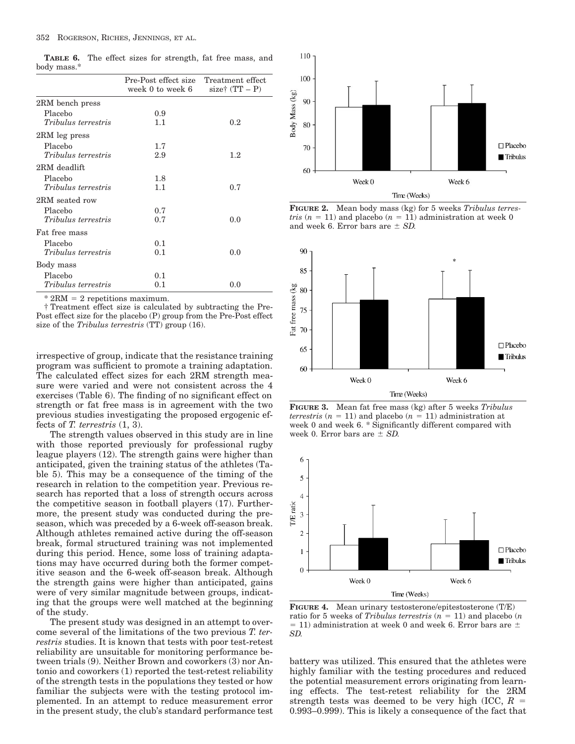**TABLE 6.** The effect sizes for strength, fat free mass, and body mass.*

| | Pre-Post effect size week 0 to week 6 | Treatment effect size† (TT – P) |
|---|---|---|
| 2RM bench press | | |
| Placebo | 0.9 | |
| *Tribulus terrestris* | 1.1 | 0.2 |
| 2RM leg press | | |
| Placebo | 1.7 | |
| *Tribulus terrestris* | 2.9 | 1.2 |
| 2RM deadlift | | |
| Placebo | 1.8 | |
| *Tribulus terrestris* | 1.1 | 0.7 |
| 2RM seated row | | |
| Placebo | 0.7 | |
| *Tribulus terrestris* | 0.7 | 0.0 |
| Fat free mass | | |
| Placebo | 0.1 | |
| *Tribulus terrestris* | 0.1 | 0.0 |
| Body mass | | |
| Placebo | 0.1 | |
| *Tribulus terrestris* | 0.1 | 0.0 |

* 2RM = 2 repetitions maximum.
† Treatment effect size is calculated by subtracting the Pre-Post effect size for the placebo (P) group from the Pre-Post effect size of the *Tribulus terrestris* (TT) group (16).

irrespective of group, indicate that the resistance training program was sufficient to promote a training adaptation. The calculated effect sizes for each 2RM strength measure were varied and were not consistent across the 4 exercises (Table 6). The finding of no significant effect on strength or fat free mass is in agreement with the two previous studies investigating the proposed ergogenic effects of *T. terrestris* (1, 3).

The strength values observed in this study are in line with those reported previously for professional rugby league players (12). The strength gains were higher than anticipated, given the training status of the athletes (Table 5). This may be a consequence of the timing of the research in relation to the competition year. Previous research has reported that a loss of strength occurs across the competitive season in football players (17). Furthermore, the present study was conducted during the preseason, which was preceded by a 6-week off-season break. Although athletes remained active during the off-season break, formal structured training was not implemented during this period. Hence, some loss of training adaptations may have occurred during both the former competitive season and the 6-week off-season break. Although the strength gains were higher than anticipated, gains were of very similar magnitude between groups, indicating that the groups were well matched at the beginning of the study.

The present study was designed in an attempt to overcome several of the limitations of the two previous *T. terrestris* studies. It is known that tests with poor test-retest reliability are unsuitable for monitoring performance between trials (9). Neither Brown and coworkers (3) nor Antonio and coworkers (1) reported the test-retest reliability of the strength tests in the populations they tested or how familiar the subjects were with the testing protocol implemented. In an attempt to reduce measurement error in the present study, the club's standard performance test battery was utilized. This ensured that the athletes were highly familiar with the testing procedures and reduced the potential measurement errors originating from learning effects. The test-retest reliability for the 2RM strength tests was deemed to be very high (ICC, $R$ = 0.993–0.999). This is likely a consequence of the fact that

**FIGURE 2.** Mean body mass (kg) for 5 weeks *Tribulus terrestris* ($n$ = 11) and placebo ($n$ = 11) administration at week 0 and week 6. Error bars are ± *SD*.

**FIGURE 3.** Mean fat free mass (kg) after 5 weeks *Tribulus terrestris* ($n$ = 11) and placebo ($n$ = 11) administration at week 0 and week 6. * Significantly different compared with week 0. Error bars are ± *SD*.

**FIGURE 4.** Mean urinary testosterone/epitestosterone (T/E) ratio for 5 weeks of *Tribulus terrestris* ($n$ = 11) and placebo ($n$ = 11) administration at week 0 and week 6. Error bars are ± *SD*.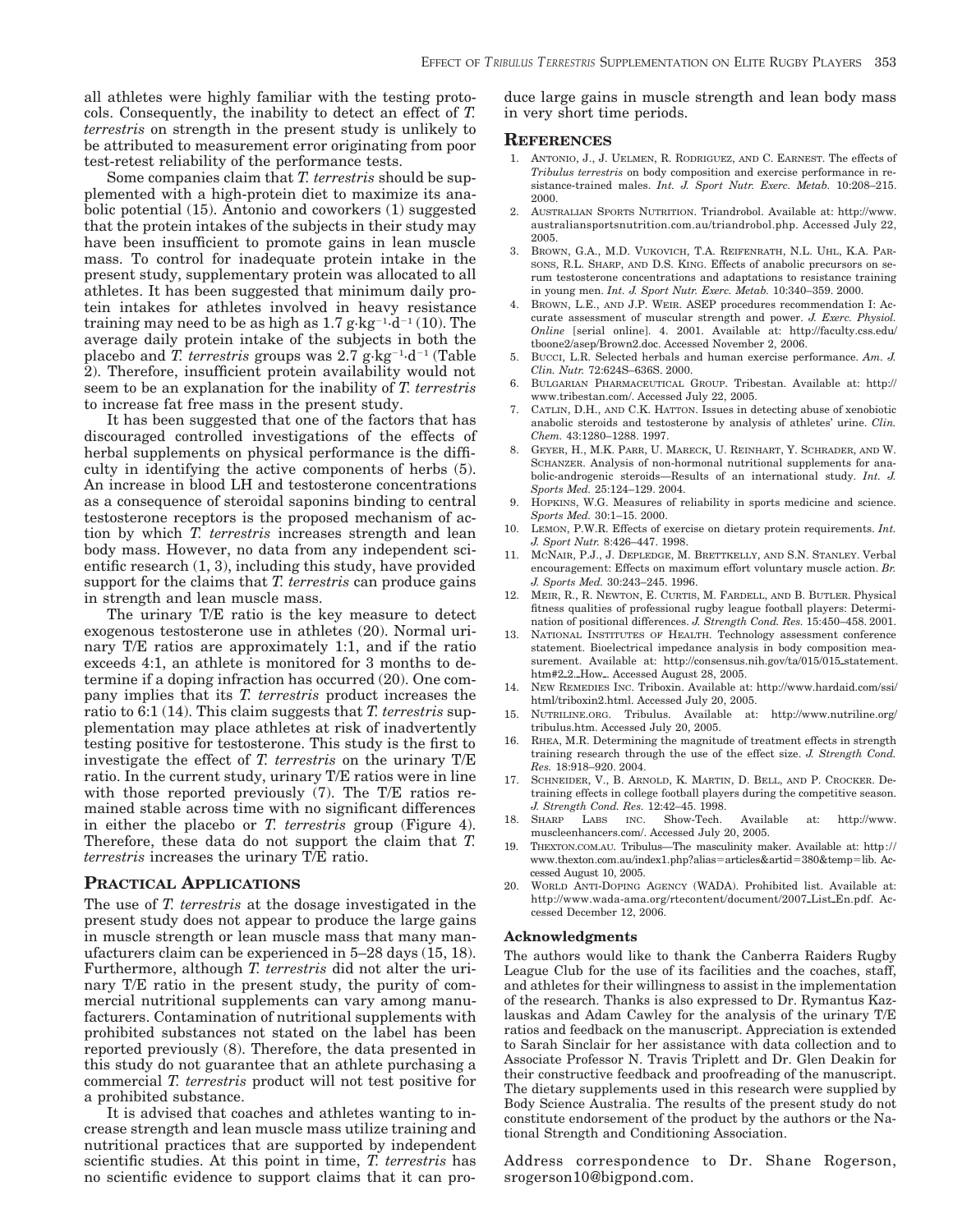all athletes were highly familiar with the testing protocols. Consequently, the inability to detect an effect of *T. terrestris* on strength in the present study is unlikely to be attributed to measurement error originating from poor test-retest reliability of the performance tests.

Some companies claim that *T. terrestris* should be supplemented with a high-protein diet to maximize its anabolic potential (15). Antonio and coworkers (1) suggested that the protein intakes of the subjects in their study may have been insufficient to promote gains in lean muscle mass. To control for inadequate protein intake in the present study, supplementary protein was allocated to all athletes. It has been suggested that minimum daily protein intakes for athletes involved in heavy resistance training may need to be as high as $1.7\ g \cdot kg^{-1} \cdot d^{-1}$ (10). The average daily protein intake of the subjects in both the placebo and *T. terrestris* groups was $2.7\ g \cdot kg^{-1} \cdot d^{-1}$ (Table 2). Therefore, insufficient protein availability would not seem to be an explanation for the inability of *T. terrestris* to increase fat free mass in the present study.

It has been suggested that one of the factors that has discouraged controlled investigations of the effects of herbal supplements on physical performance is the difficulty in identifying the active components of herbs (5). An increase in blood LH and testosterone concentrations as a consequence of steroidal saponins binding to central testosterone receptors is the proposed mechanism of action by which *T. terrestris* increases strength and lean body mass. However, no data from any independent scientific research (1, 3), including this study, have provided support for the claims that *T. terrestris* can produce gains in strength and lean muscle mass.

The urinary T/E ratio is the key measure to detect exogenous testosterone use in athletes (20). Normal urinary T/E ratios are approximately 1:1, and if the ratio exceeds 4:1, an athlete is monitored for 3 months to determine if a doping infraction has occurred (20). One company implies that its *T. terrestris* product increases the ratio to 6:1 (14). This claim suggests that *T. terrestris* supplementation may place athletes at risk of inadvertently testing positive for testosterone. This study is the first to investigate the effect of *T. terrestris* on the urinary T/E ratio. In the current study, urinary T/E ratios were in line with those reported previously (7). The T/E ratios remained stable across time with no significant differences in either the placebo or *T. terrestris* group (Figure 4). Therefore, these data do not support the claim that *T. terrestris* increases the urinary T/E ratio.

## Practical Applications

The use of *T. terrestris* at the dosage investigated in the present study does not appear to produce the large gains in muscle strength or lean muscle mass that many manufacturers claim can be experienced in 5–28 days (15, 18). Furthermore, although *T. terrestris* did not alter the urinary T/E ratio in the present study, the purity of commercial nutritional supplements can vary among manufacturers. Contamination of nutritional supplements with prohibited substances not stated on the label has been reported previously (8). Therefore, the data presented in this study do not guarantee that an athlete purchasing a commercial *T. terrestris* product will not test positive for a prohibited substance.

It is advised that coaches and athletes wanting to increase strength and lean muscle mass utilize training and nutritional practices that are supported by independent scientific studies. At this point in time, *T. terrestris* has no scientific evidence to support claims that it can produce large gains in muscle strength and lean body mass in very short time periods.

## References

1. Antonio, J., J. Uelmen, R. Rodriguez, and C. Earnest. The effects of *Tribulus terrestris* on body composition and exercise performance in resistance-trained males. *Int. J. Sport Nutr. Exerc. Metab.* 10:208–215. 2000.
2. Australian Sports Nutrition. Triandrobol. Available at: http://www.australiansportsnutrition.com.au/triandrobol.php. Accessed July 22, 2005.
3. Brown, G.A., M.D. Vukovich, T.A. Reifenrath, N.L. Uhl, K.A. Parsons, R.L. Sharp, and D.S. King. Effects of anabolic precursors on serum testosterone concentrations and adaptations to resistance training in young men. *Int. J. Sport Nutr. Exerc. Metab.* 10:340–359. 2000.
4. Brown, L.E., and J.P. Weir. ASEP procedures recommendation I: Accurate assessment of muscular strength and power. *J. Exerc. Physiol. Online* [serial online]. 4. 2001. Available at: http://faculty.css.edu/tboone2/asep/Brown2.doc. Accessed November 2, 2006.
5. Bucci, L.R. Selected herbals and human exercise performance. *Am. J. Clin. Nutr.* 72:624S–636S. 2000.
6. Bulgarian Pharmaceutical Group. Tribestan. Available at: http://www.tribestan.com/. Accessed July 22, 2005.
7. Catlin, D.H., and C.K. Hatton. Issues in detecting abuse of xenobiotic anabolic steroids and testosterone by analysis of athletes' urine. *Clin. Chem.* 43:1280–1288. 1997.
8. Geyer, H., M.K. Parr, U. Mareck, U. Reinhart, Y. Schrader, and W. Schanzer. Analysis of non-hormonal nutritional supplements for anabolic-androgenic steroids—Results of an international study. *Int. J. Sports Med.* 25:124–129. 2004.
9. Hopkins, W.G. Measures of reliability in sports medicine and science. *Sports Med.* 30:1–15. 2000.
10. Lemon, P.W.R. Effects of exercise on dietary protein requirements. *Int. J. Sport Nutr.* 8:426–447. 1998.
11. McNair, P.J., J. Depledge, M. Brettkelly, and S.N. Stanley. Verbal encouragement: Effects on maximum effort voluntary muscle action. *Br. J. Sports Med.* 30:243–245. 1996.
12. Meir, R., R. Newton, E. Curtis, M. Fardell, and B. Butler. Physical fitness qualities of professional rugby league football players: Determination of positional differences. *J. Strength Cond. Res.* 15:450–458. 2001.
13. National Institutes of Health. Technology assessment conference statement. Bioelectrical impedance analysis in body composition measurement. Available at: http://consensus.nih.gov/ta/015/015_statement.htm#2_2_How_. Accessed August 28, 2005.
14. New Remedies Inc. Triboxin. Available at: http://www.hardaid.com/ssi/html/triboxin2.html. Accessed July 20, 2005.
15. Nutriline.org. Tribulus. Available at: http://www.nutriline.org/tribulus.htm. Accessed July 20, 2005.
16. Rhea, M.R. Determining the magnitude of treatment effects in strength training research through the use of the effect size. *J. Strength Cond. Res.* 18:918–920. 2004.
17. Schneider, V., B. Arnold, K. Martin, D. Bell, and P. Crocker. Detraining effects in college football players during the competitive season. *J. Strength Cond. Res.* 12:42–45. 1998.
18. Sharp Labs Inc. Show-Tech. Available at: http://www.muscleenhancers.com/. Accessed July 20, 2005.
19. Thexton.com.au. Tribulus—The masculinity maker. Available at: http://www.thexton.com.au/index1.php?alias=articles&artid=380&temp=lib. Accessed August 10, 2005.
20. World Anti-Doping Agency (WADA). Prohibited list. Available at: http://www.wada-ama.org/rtecontent/document/2007_List_En.pdf. Accessed December 12, 2006.

### Acknowledgments

The authors would like to thank the Canberra Raiders Rugby League Club for the use of its facilities and the coaches, staff, and athletes for their willingness to assist in the implementation of the research. Thanks is also expressed to Dr. Rymantus Kazlauskas and Adam Cawley for the analysis of the urinary T/E ratios and feedback on the manuscript. Appreciation is extended to Sarah Sinclair for her assistance with data collection and to Associate Professor N. Travis Triplett and Dr. Glen Deakin for their constructive feedback and proofreading of the manuscript. The dietary supplements used in this research were supplied by Body Science Australia. The results of the present study do not constitute endorsement of the product by the authors or the National Strength and Conditioning Association.

Address correspondence to Dr. Shane Rogerson, srogerson10@bigpond.com.